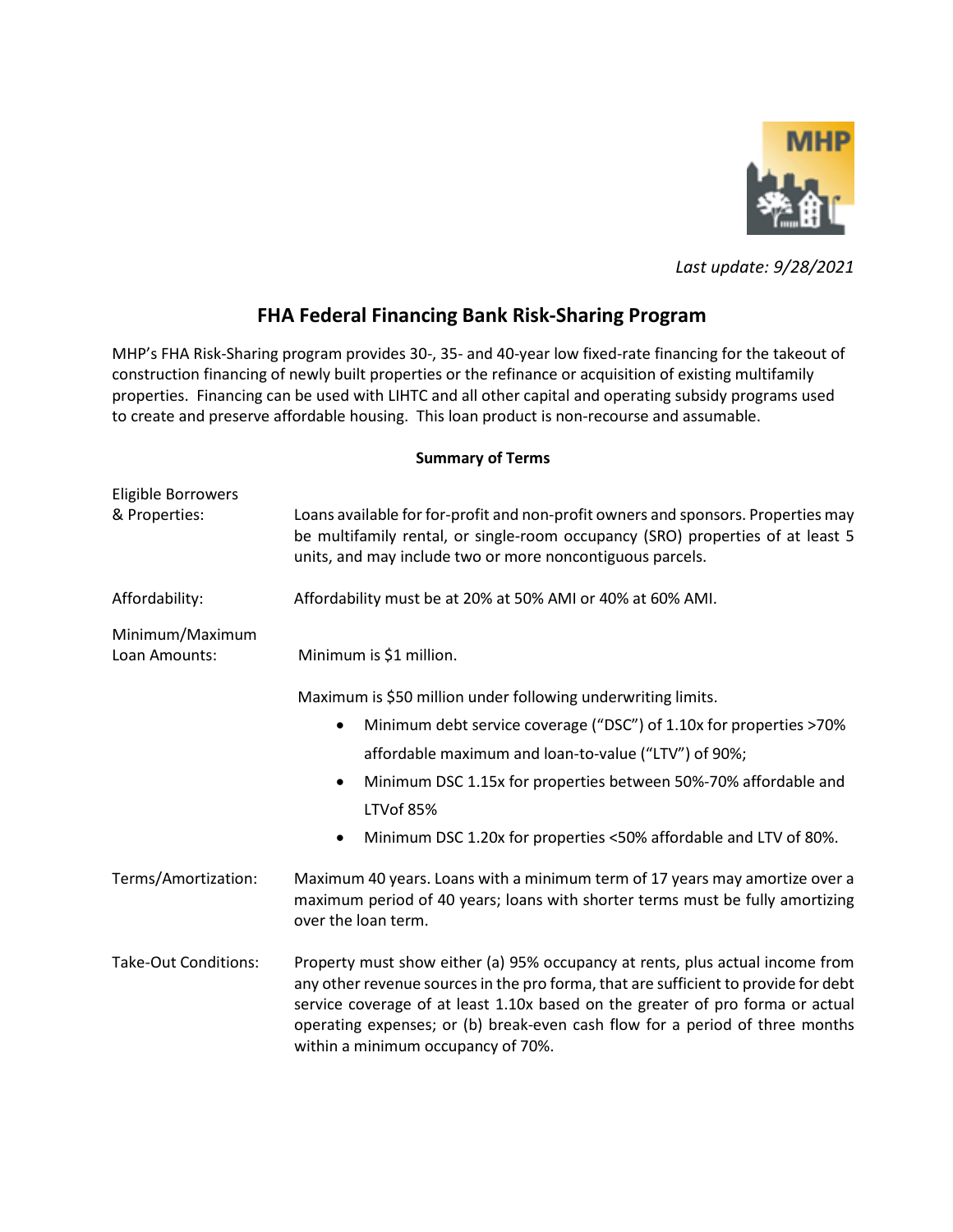*Last update: 9/28/2021*

# FHA Federal Financing Bank Risk-Sharing Program

MHP's FHA Risk-Sharing program provides 30-, 35- and 40-year low fixed-rate financing for the takeout of construction financing of newly built properties or the refinance or acquisition of existing multifamily properties. Financing can be used with LIHTC and all other capital and operating subsidy programs used to create and preserve affordable housing. This loan product is non-recourse and assumable.

**Summary of Terms**

**Eligible Borrowers & Properties:** Loans available for for-profit and non-profit owners and sponsors. Properties may be multifamily rental, or single-room occupancy (SRO) properties of at least 5 units, and may include two or more noncontiguous parcels.

**Affordability:** Affordability must be at 20% at 50% AMI or 40% at 60% AMI.

**Minimum/Maximum Loan Amounts:** Minimum is $1 million.

Maximum is $50 million under following underwriting limits.

- Minimum debt service coverage ("DSC") of 1.10x for properties >70% affordable maximum and loan-to-value ("LTV") of 90%;
- Minimum DSC 1.15x for properties between 50%-70% affordable and LTVof 85%
- Minimum DSC 1.20x for properties <50% affordable and LTV of 80%.

**Terms/Amortization:** Maximum 40 years. Loans with a minimum term of 17 years may amortize over a maximum period of 40 years; loans with shorter terms must be fully amortizing over the loan term.

**Take-Out Conditions:** Property must show either (a) 95% occupancy at rents, plus actual income from any other revenue sources in the pro forma, that are sufficient to provide for debt service coverage of at least 1.10x based on the greater of pro forma or actual operating expenses; or (b) break-even cash flow for a period of three months within a minimum occupancy of 70%.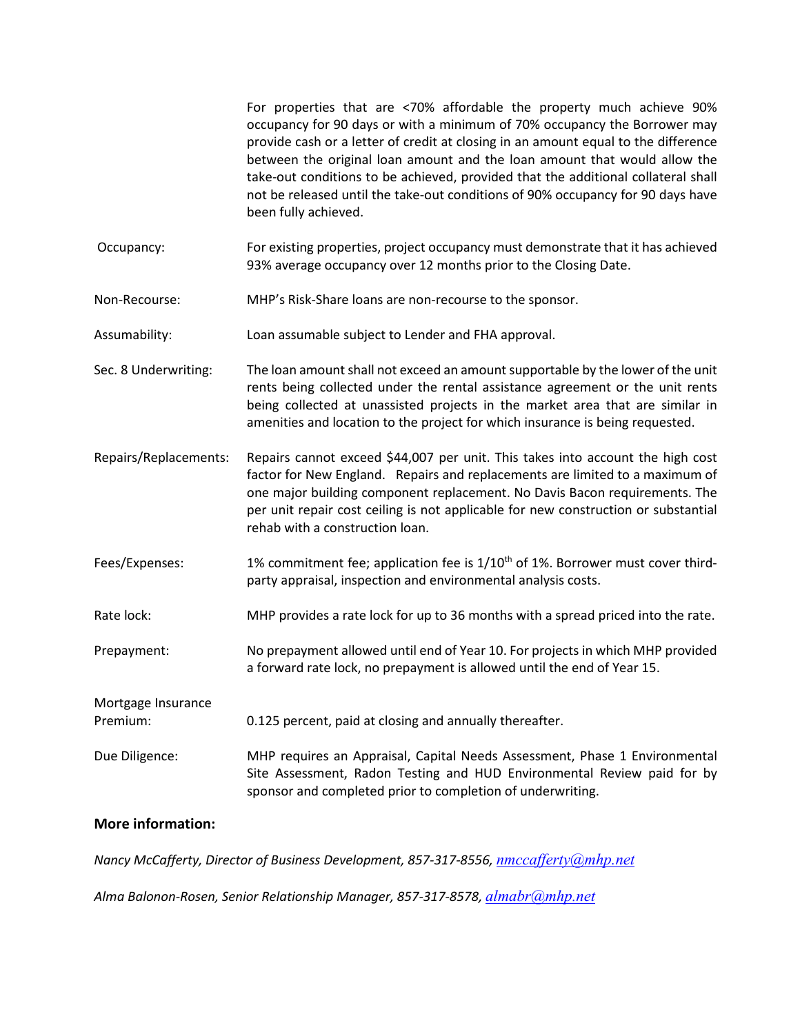For properties that are <70% affordable the property much achieve 90% occupancy for 90 days or with a minimum of 70% occupancy the Borrower may provide cash or a letter of credit at closing in an amount equal to the difference between the original loan amount and the loan amount that would allow the take-out conditions to be achieved, provided that the additional collateral shall not be released until the take-out conditions of 90% occupancy for 90 days have been fully achieved.

| | |
|---|---|
| Occupancy: | For existing properties, project occupancy must demonstrate that it has achieved 93% average occupancy over 12 months prior to the Closing Date. |
| Non-Recourse: | MHP's Risk-Share loans are non-recourse to the sponsor. |
| Assumability: | Loan assumable subject to Lender and FHA approval. |
| Sec. 8 Underwriting: | The loan amount shall not exceed an amount supportable by the lower of the unit rents being collected under the rental assistance agreement or the unit rents being collected at unassisted projects in the market area that are similar in amenities and location to the project for which insurance is being requested. |
| Repairs/Replacements: | Repairs cannot exceed $44,007 per unit. This takes into account the high cost factor for New England. Repairs and replacements are limited to a maximum of one major building component replacement. No Davis Bacon requirements. The per unit repair cost ceiling is not applicable for new construction or substantial rehab with a construction loan. |
| Fees/Expenses: | 1% commitment fee; application fee is 1/10th of 1%. Borrower must cover third-party appraisal, inspection and environmental analysis costs. |
| Rate lock: | MHP provides a rate lock for up to 36 months with a spread priced into the rate. |
| Prepayment: | No prepayment allowed until end of Year 10. For projects in which MHP provided a forward rate lock, no prepayment is allowed until the end of Year 15. |
| Mortgage Insurance Premium: | 0.125 percent, paid at closing and annually thereafter. |
| Due Diligence: | MHP requires an Appraisal, Capital Needs Assessment, Phase 1 Environmental Site Assessment, Radon Testing and HUD Environmental Review paid for by sponsor and completed prior to completion of underwriting. |

**More information:**

*Nancy McCafferty, Director of Business Development, 857-317-8556, nmccafferty@mhp.net*

*Alma Balonon-Rosen, Senior Relationship Manager, 857-317-8578, almabr@mhp.net*